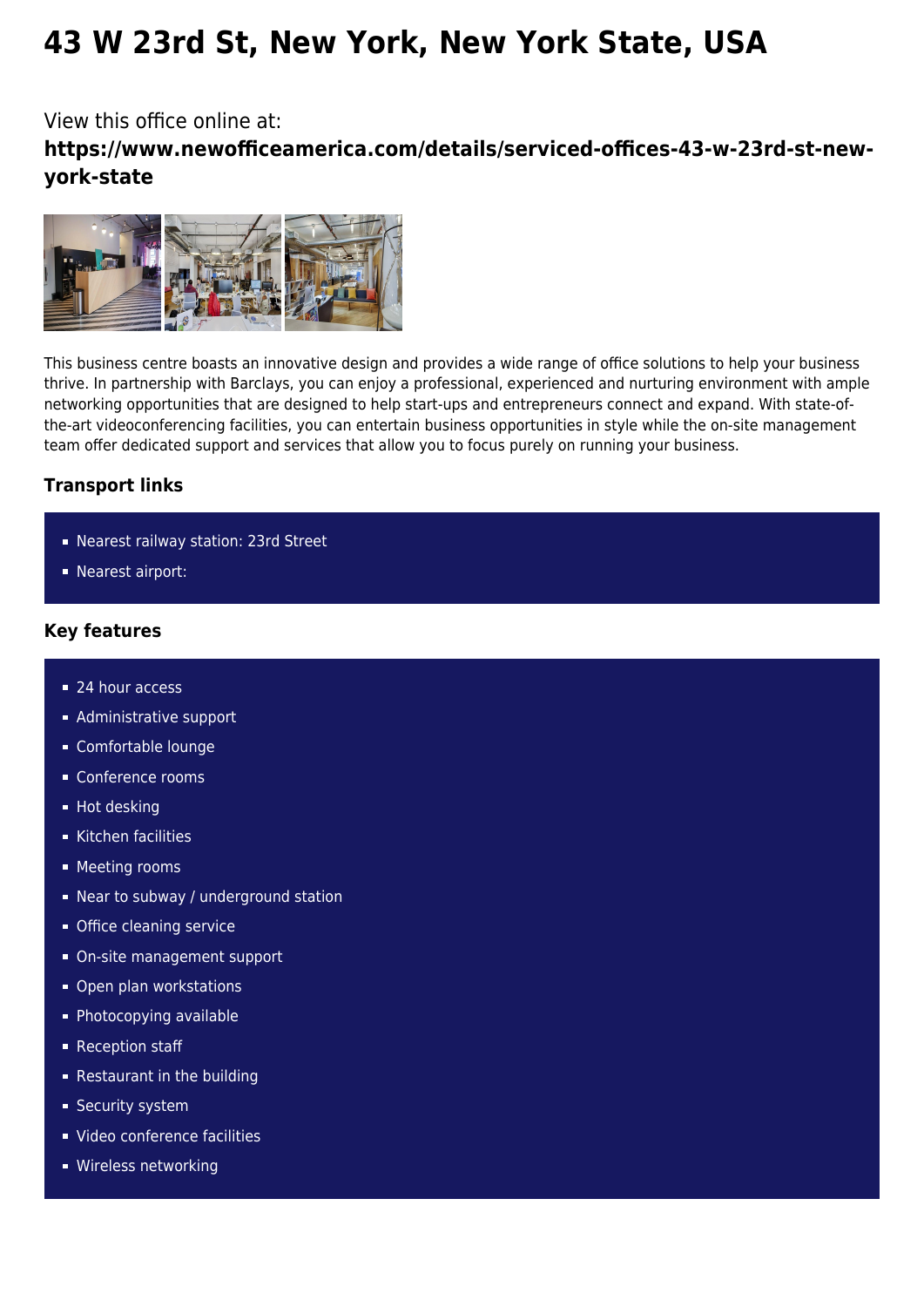# 43 W 23rd St, New York, New York State, USA

View this office online at:
**https://www.newofficeamerica.com/details/serviced-offices-43-w-23rd-st-new-york-state**

This business centre boasts an innovative design and provides a wide range of office solutions to help your business thrive. In partnership with Barclays, you can enjoy a professional, experienced and nurturing environment with ample networking opportunities that are designed to help start-ups and entrepreneurs connect and expand. With state-of-the-art videoconferencing facilities, you can entertain business opportunities in style while the on-site management team offer dedicated support and services that allow you to focus purely on running your business.

### Transport links

- Nearest railway station: 23rd Street
- Nearest airport:

### Key features

- 24 hour access
- Administrative support
- Comfortable lounge
- Conference rooms
- Hot desking
- Kitchen facilities
- Meeting rooms
- Near to subway / underground station
- Office cleaning service
- On-site management support
- Open plan workstations
- Photocopying available
- Reception staff
- Restaurant in the building
- Security system
- Video conference facilities
- Wireless networking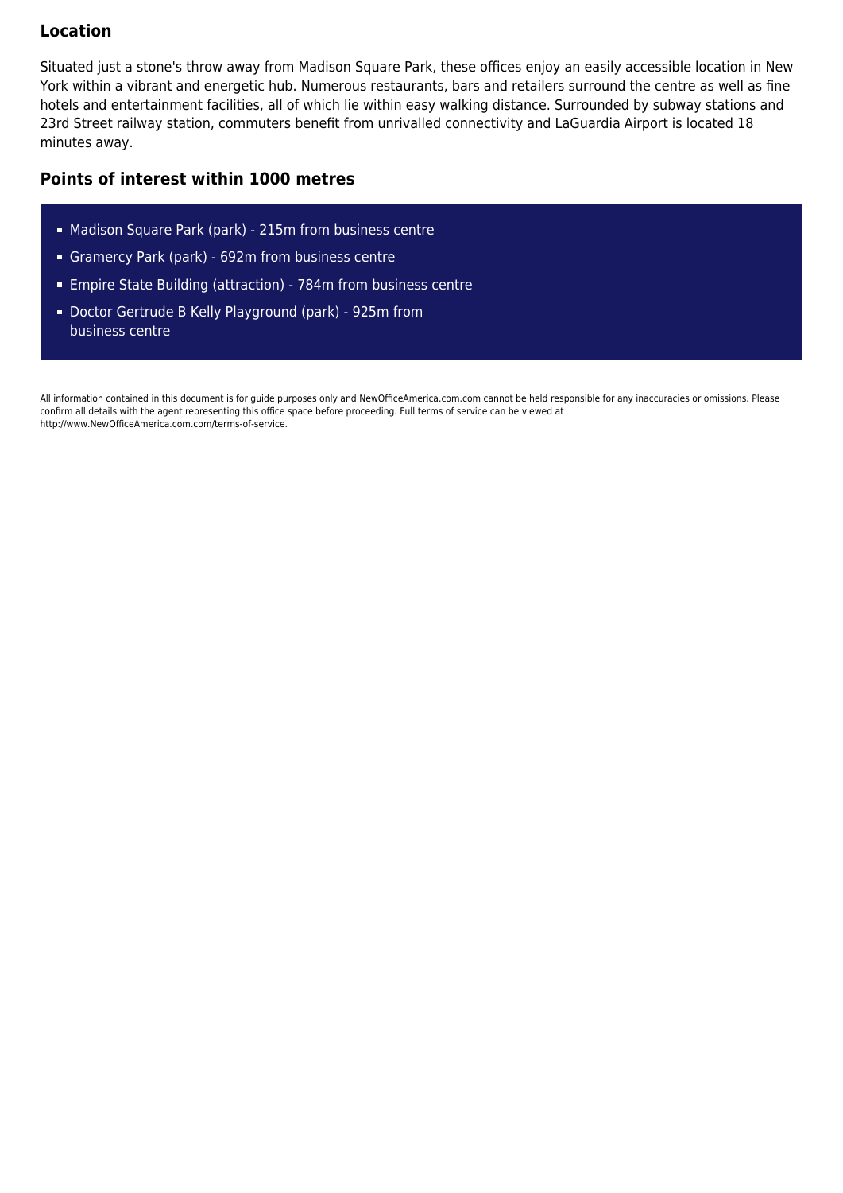## Location

Situated just a stone's throw away from Madison Square Park, these offices enjoy an easily accessible location in New York within a vibrant and energetic hub. Numerous restaurants, bars and retailers surround the centre as well as fine hotels and entertainment facilities, all of which lie within easy walking distance. Surrounded by subway stations and 23rd Street railway station, commuters benefit from unrivalled connectivity and LaGuardia Airport is located 18 minutes away.

## Points of interest within 1000 metres

- Madison Square Park (park) - 215m from business centre
- Gramercy Park (park) - 692m from business centre
- Empire State Building (attraction) - 784m from business centre
- Doctor Gertrude B Kelly Playground (park) - 925m from business centre

All information contained in this document is for guide purposes only and NewOfficeAmerica.com.com cannot be held responsible for any inaccuracies or omissions. Please confirm all details with the agent representing this office space before proceeding. Full terms of service can be viewed at http://www.NewOfficeAmerica.com.com/terms-of-service.